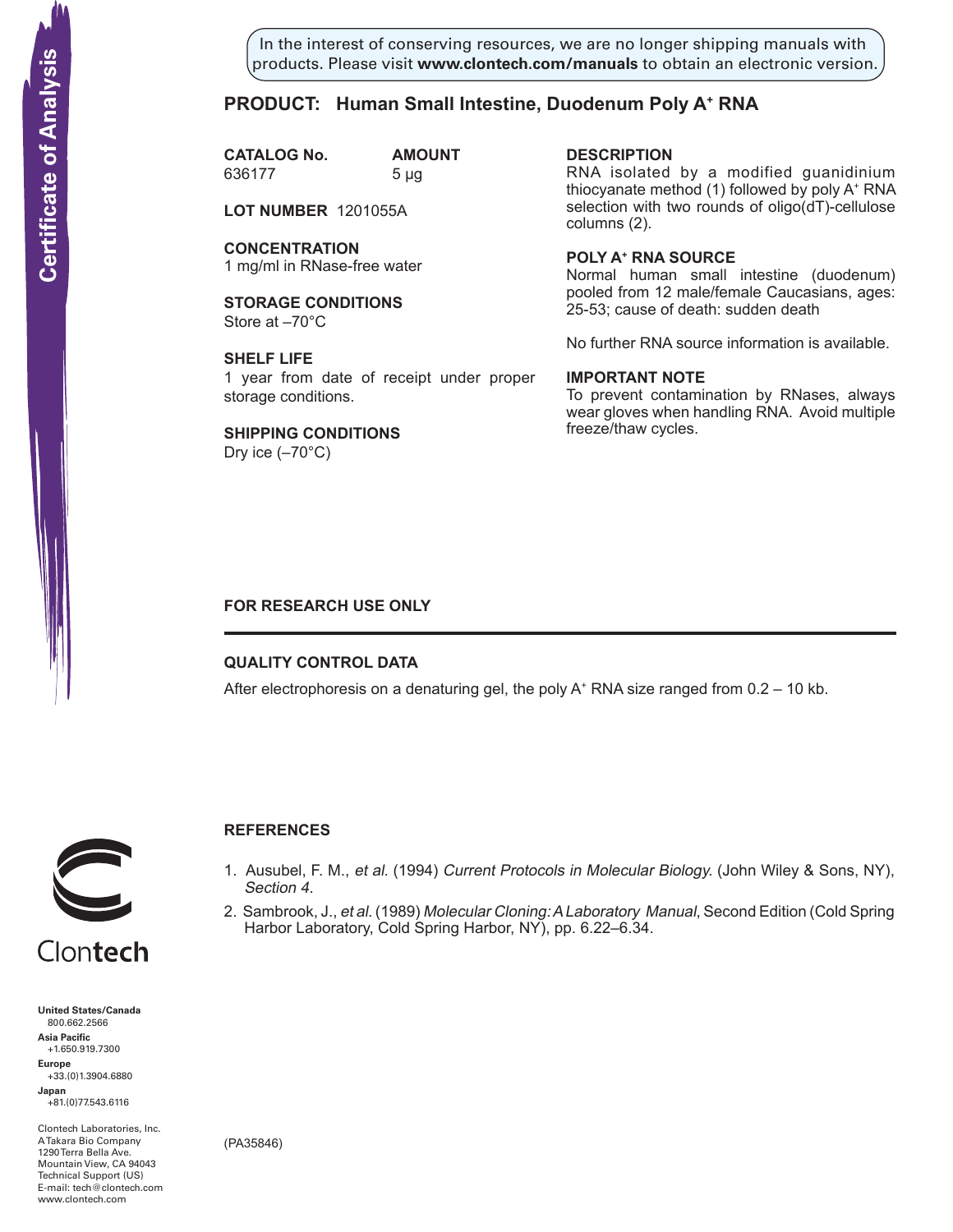Certificate of Analysis

In the interest of conserving resources, we are no longer shipping manuals with products. Please visit **www.clontech.com/manuals** to obtain an electronic version.

## PRODUCT: Human Small Intestine, Duodenum Poly A⁺ RNA

| CATALOG No. | AMOUNT |
|---|---|
| 636177 | 5 µg |

**LOT NUMBER** 1201055A

**CONCENTRATION**
1 mg/ml in RNase-free water

**STORAGE CONDITIONS**
Store at –70°C

**SHELF LIFE**
1 year from date of receipt under proper storage conditions.

**SHIPPING CONDITIONS**
Dry ice (–70°C)

**DESCRIPTION**
RNA isolated by a modified guanidinium thiocyanate method (1) followed by poly A⁺ RNA selection with two rounds of oligo(dT)-cellulose columns (2).

**POLY A⁺ RNA SOURCE**
Normal human small intestine (duodenum) pooled from 12 male/female Caucasians, ages: 25-53; cause of death: sudden death

No further RNA source information is available.

**IMPORTANT NOTE**
To prevent contamination by RNases, always wear gloves when handling RNA. Avoid multiple freeze/thaw cycles.

**FOR RESEARCH USE ONLY**

### QUALITY CONTROL DATA

After electrophoresis on a denaturing gel, the poly A⁺ RNA size ranged from 0.2 – 10 kb.

### REFERENCES

1. Ausubel, F. M., *et al.* (1994) *Current Protocols in Molecular Biology.* (John Wiley & Sons, NY), *Section 4.*
2. Sambrook, J., *et al.* (1989) *Molecular Cloning: A Laboratory Manual*, Second Edition (Cold Spring Harbor Laboratory, Cold Spring Harbor, NY), pp. 6.22–6.34.

Clontech

**United States/Canada**
800.662.2566
**Asia Pacific**
+1.650.919.7300
**Europe**
+33.(0)1.3904.6880
**Japan**
+81.(0)77.543.6116

Clontech Laboratories, Inc.
A Takara Bio Company
1290 Terra Bella Ave.
Mountain View, CA 94043
Technical Support (US)
E-mail: tech@clontech.com
www.clontech.com

(PA35846)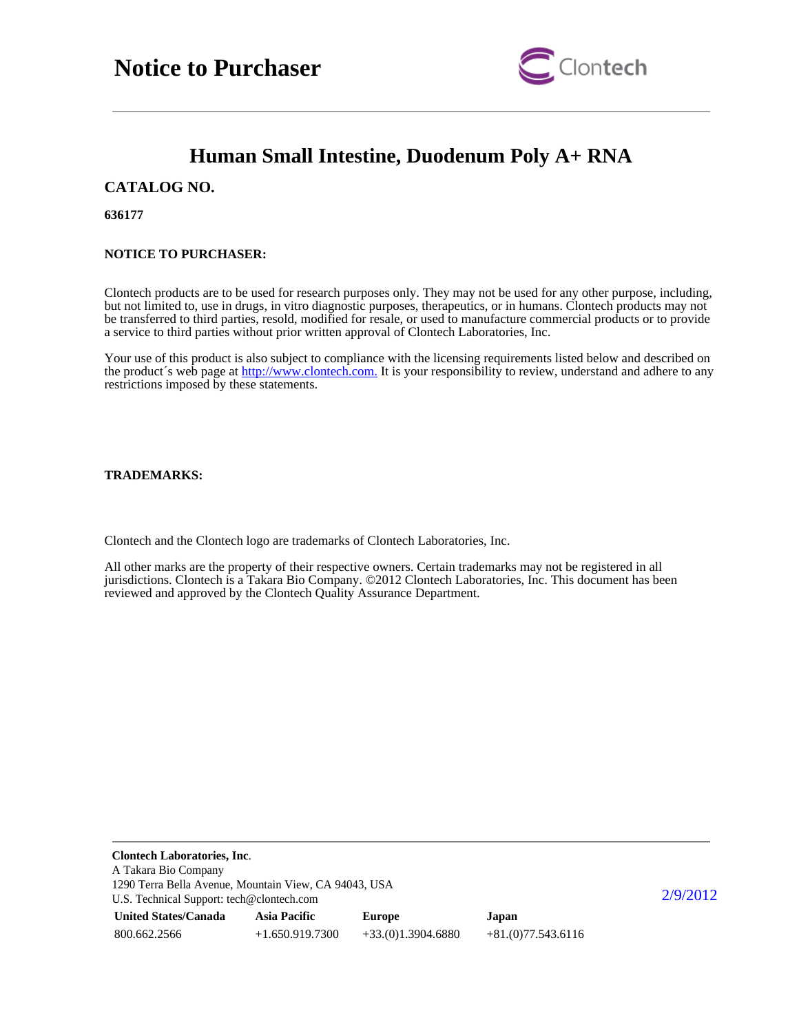# Notice to Purchaser

## Human Small Intestine, Duodenum Poly A+ RNA

### CATALOG NO.

**636177**

**NOTICE TO PURCHASER:**

Clontech products are to be used for research purposes only. They may not be used for any other purpose, including, but not limited to, use in drugs, in vitro diagnostic purposes, therapeutics, or in humans. Clontech products may not be transferred to third parties, resold, modified for resale, or used to manufacture commercial products or to provide a service to third parties without prior written approval of Clontech Laboratories, Inc.

Your use of this product is also subject to compliance with the licensing requirements listed below and described on the product´s web page at http://www.clontech.com. It is your responsibility to review, understand and adhere to any restrictions imposed by these statements.

**TRADEMARKS:**

Clontech and the Clontech logo are trademarks of Clontech Laboratories, Inc.

All other marks are the property of their respective owners. Certain trademarks may not be registered in all jurisdictions. Clontech is a Takara Bio Company. ©2012 Clontech Laboratories, Inc. This document has been reviewed and approved by the Clontech Quality Assurance Department.

**Clontech Laboratories, Inc**.
A Takara Bio Company
1290 Terra Bella Avenue, Mountain View, CA 94043, USA
U.S. Technical Support: tech@clontech.com

| United States/Canada | Asia Pacific | Europe | Japan |
|---|---|---|---|
| 800.662.2566 | +1.650.919.7300 | +33.(0)1.3904.6880 | +81.(0)77.543.6116 |

2/9/2012